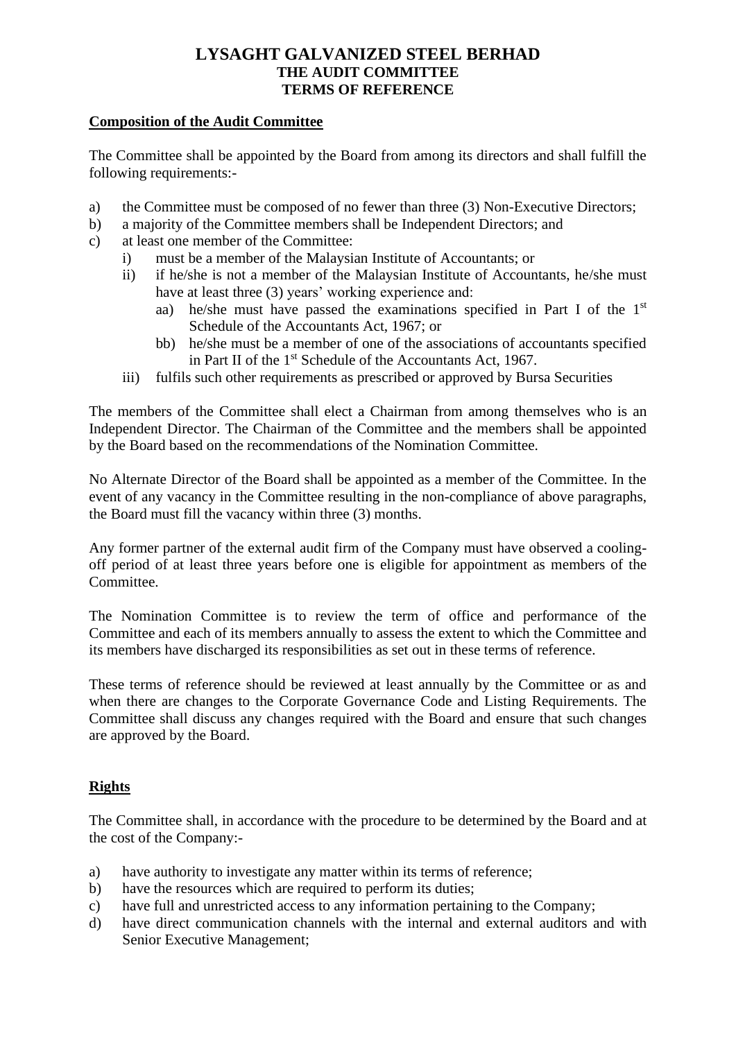# LYSAGHT GALVANIZED STEEL BERHAD
## THE AUDIT COMMITTEE
## TERMS OF REFERENCE

**Composition of the Audit Committee**

The Committee shall be appointed by the Board from among its directors and shall fulfill the following requirements:-

a) the Committee must be composed of no fewer than three (3) Non-Executive Directors;
b) a majority of the Committee members shall be Independent Directors; and
c) at least one member of the Committee:
   i) must be a member of the Malaysian Institute of Accountants; or
   ii) if he/she is not a member of the Malaysian Institute of Accountants, he/she must have at least three (3) years' working experience and:
      aa) he/she must have passed the examinations specified in Part I of the 1st Schedule of the Accountants Act, 1967; or
      bb) he/she must be a member of one of the associations of accountants specified in Part II of the 1st Schedule of the Accountants Act, 1967.
   iii) fulfils such other requirements as prescribed or approved by Bursa Securities

The members of the Committee shall elect a Chairman from among themselves who is an Independent Director. The Chairman of the Committee and the members shall be appointed by the Board based on the recommendations of the Nomination Committee.

No Alternate Director of the Board shall be appointed as a member of the Committee. In the event of any vacancy in the Committee resulting in the non-compliance of above paragraphs, the Board must fill the vacancy within three (3) months.

Any former partner of the external audit firm of the Company must have observed a cooling-off period of at least three years before one is eligible for appointment as members of the Committee.

The Nomination Committee is to review the term of office and performance of the Committee and each of its members annually to assess the extent to which the Committee and its members have discharged its responsibilities as set out in these terms of reference.

These terms of reference should be reviewed at least annually by the Committee or as and when there are changes to the Corporate Governance Code and Listing Requirements. The Committee shall discuss any changes required with the Board and ensure that such changes are approved by the Board.

**Rights**

The Committee shall, in accordance with the procedure to be determined by the Board and at the cost of the Company:-

a) have authority to investigate any matter within its terms of reference;
b) have the resources which are required to perform its duties;
c) have full and unrestricted access to any information pertaining to the Company;
d) have direct communication channels with the internal and external auditors and with Senior Executive Management;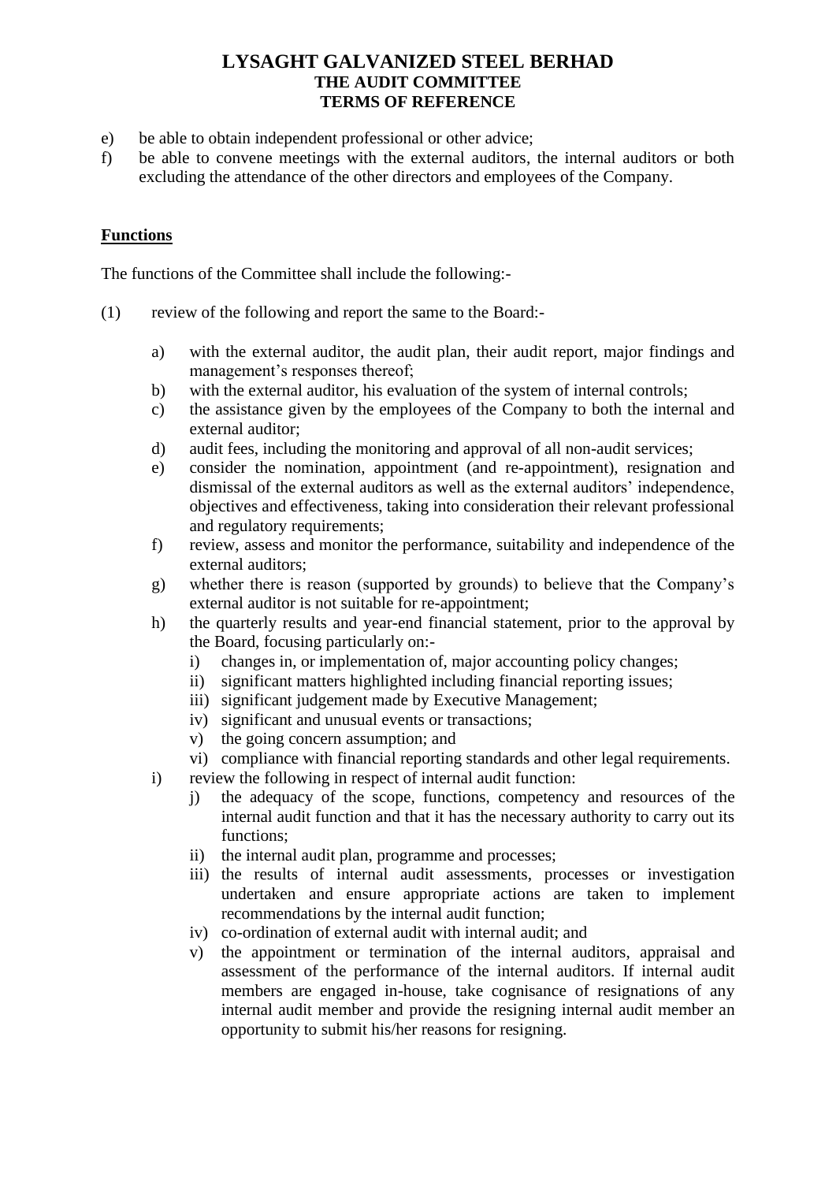# LYSAGHT GALVANIZED STEEL BERHAD
## THE AUDIT COMMITTEE
## TERMS OF REFERENCE

e) be able to obtain independent professional or other advice;

f) be able to convene meetings with the external auditors, the internal auditors or both excluding the attendance of the other directors and employees of the Company.

**Functions**

The functions of the Committee shall include the following:-

(1) review of the following and report the same to the Board:-

   a) with the external auditor, the audit plan, their audit report, major findings and management's responses thereof;
   b) with the external auditor, his evaluation of the system of internal controls;
   c) the assistance given by the employees of the Company to both the internal and external auditor;
   d) audit fees, including the monitoring and approval of all non-audit services;
   e) consider the nomination, appointment (and re-appointment), resignation and dismissal of the external auditors as well as the external auditors' independence, objectives and effectiveness, taking into consideration their relevant professional and regulatory requirements;
   f) review, assess and monitor the performance, suitability and independence of the external auditors;
   g) whether there is reason (supported by grounds) to believe that the Company's external auditor is not suitable for re-appointment;
   h) the quarterly results and year-end financial statement, prior to the approval by the Board, focusing particularly on:-
      i) changes in, or implementation of, major accounting policy changes;
      ii) significant matters highlighted including financial reporting issues;
      iii) significant judgement made by Executive Management;
      iv) significant and unusual events or transactions;
      v) the going concern assumption; and
      vi) compliance with financial reporting standards and other legal requirements.
   i) review the following in respect of internal audit function:
      j) the adequacy of the scope, functions, competency and resources of the internal audit function and that it has the necessary authority to carry out its functions;
      ii) the internal audit plan, programme and processes;
      iii) the results of internal audit assessments, processes or investigation undertaken and ensure appropriate actions are taken to implement recommendations by the internal audit function;
      iv) co-ordination of external audit with internal audit; and
      v) the appointment or termination of the internal auditors, appraisal and assessment of the performance of the internal auditors. If internal audit members are engaged in-house, take cognisance of resignations of any internal audit member and provide the resigning internal audit member an opportunity to submit his/her reasons for resigning.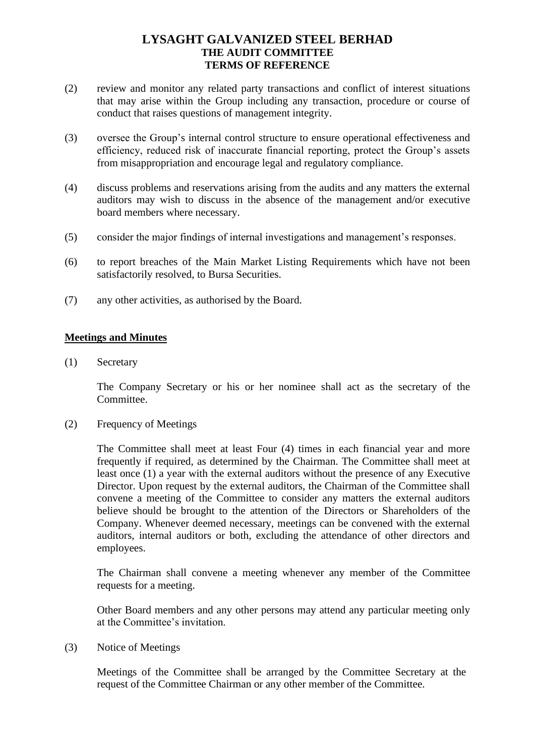# LYSAGHT GALVANIZED STEEL BERHAD
## THE AUDIT COMMITTEE
## TERMS OF REFERENCE

(2) review and monitor any related party transactions and conflict of interest situations that may arise within the Group including any transaction, procedure or course of conduct that raises questions of management integrity.

(3) oversee the Group's internal control structure to ensure operational effectiveness and efficiency, reduced risk of inaccurate financial reporting, protect the Group's assets from misappropriation and encourage legal and regulatory compliance.

(4) discuss problems and reservations arising from the audits and any matters the external auditors may wish to discuss in the absence of the management and/or executive board members where necessary.

(5) consider the major findings of internal investigations and management's responses.

(6) to report breaches of the Main Market Listing Requirements which have not been satisfactorily resolved, to Bursa Securities.

(7) any other activities, as authorised by the Board.

**<u>Meetings and Minutes</u>**

(1) Secretary

The Company Secretary or his or her nominee shall act as the secretary of the Committee.

(2) Frequency of Meetings

The Committee shall meet at least Four (4) times in each financial year and more frequently if required, as determined by the Chairman. The Committee shall meet at least once (1) a year with the external auditors without the presence of any Executive Director. Upon request by the external auditors, the Chairman of the Committee shall convene a meeting of the Committee to consider any matters the external auditors believe should be brought to the attention of the Directors or Shareholders of the Company. Whenever deemed necessary, meetings can be convened with the external auditors, internal auditors or both, excluding the attendance of other directors and employees.

The Chairman shall convene a meeting whenever any member of the Committee requests for a meeting.

Other Board members and any other persons may attend any particular meeting only at the Committee's invitation.

(3) Notice of Meetings

Meetings of the Committee shall be arranged by the Committee Secretary at the request of the Committee Chairman or any other member of the Committee.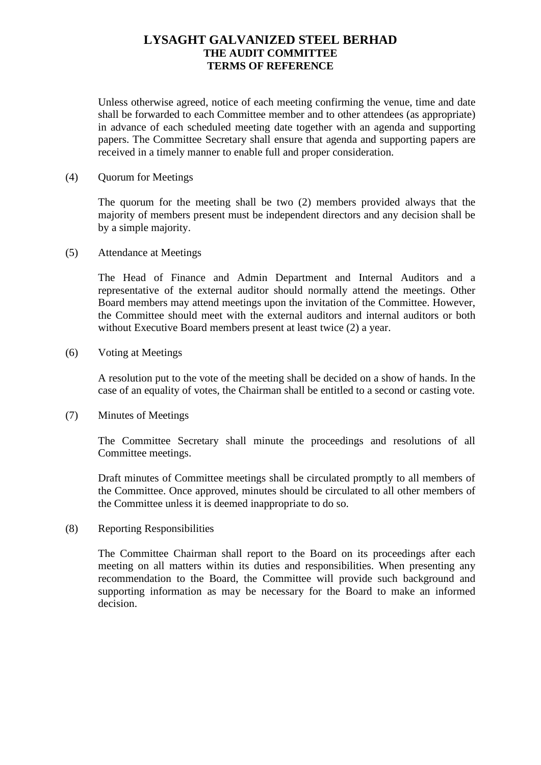Unless otherwise agreed, notice of each meeting confirming the venue, time and date shall be forwarded to each Committee member and to other attendees (as appropriate) in advance of each scheduled meeting date together with an agenda and supporting papers. The Committee Secretary shall ensure that agenda and supporting papers are received in a timely manner to enable full and proper consideration.

(4) Quorum for Meetings

The quorum for the meeting shall be two (2) members provided always that the majority of members present must be independent directors and any decision shall be by a simple majority.

(5) Attendance at Meetings

The Head of Finance and Admin Department and Internal Auditors and a representative of the external auditor should normally attend the meetings. Other Board members may attend meetings upon the invitation of the Committee. However, the Committee should meet with the external auditors and internal auditors or both without Executive Board members present at least twice (2) a year.

(6) Voting at Meetings

A resolution put to the vote of the meeting shall be decided on a show of hands. In the case of an equality of votes, the Chairman shall be entitled to a second or casting vote.

(7) Minutes of Meetings

The Committee Secretary shall minute the proceedings and resolutions of all Committee meetings.

Draft minutes of Committee meetings shall be circulated promptly to all members of the Committee. Once approved, minutes should be circulated to all other members of the Committee unless it is deemed inappropriate to do so.

(8) Reporting Responsibilities

The Committee Chairman shall report to the Board on its proceedings after each meeting on all matters within its duties and responsibilities. When presenting any recommendation to the Board, the Committee will provide such background and supporting information as may be necessary for the Board to make an informed decision.